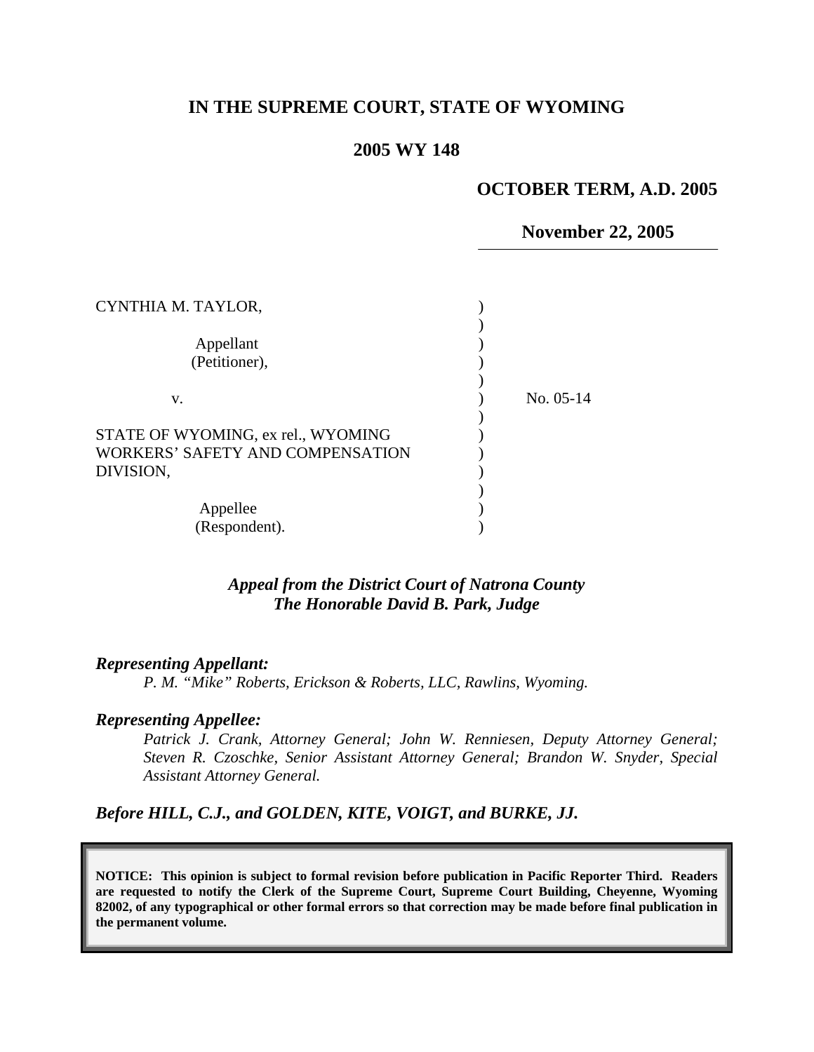# IN THE SUPREME COURT, STATE OF WYOMING

## 2005 WY 148

**OCTOBER TERM, A.D. 2005**

**November 22, 2005**

CYNTHIA M. TAYLOR,

Appellant (Petitioner),

v.

STATE OF WYOMING, ex rel., WYOMING WORKERS' SAFETY AND COMPENSATION DIVISION,

Appellee (Respondent).

No. 05-14

*Appeal from the District Court of Natrona County*
*The Honorable David B. Park, Judge*

***Representing Appellant:***

*P. M. "Mike" Roberts, Erickson & Roberts, LLC, Rawlins, Wyoming.*

***Representing Appellee:***

*Patrick J. Crank, Attorney General; John W. Renniesen, Deputy Attorney General; Steven R. Czoschke, Senior Assistant Attorney General; Brandon W. Snyder, Special Assistant Attorney General.*

***Before HILL, C.J., and GOLDEN, KITE, VOIGT, and BURKE, JJ.***

**NOTICE: This opinion is subject to formal revision before publication in Pacific Reporter Third. Readers are requested to notify the Clerk of the Supreme Court, Supreme Court Building, Cheyenne, Wyoming 82002, of any typographical or other formal errors so that correction may be made before final publication in the permanent volume.**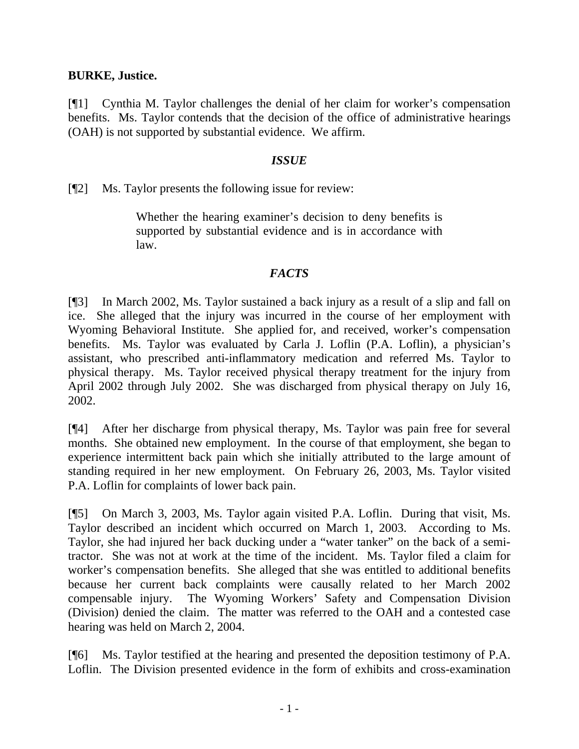**BURKE, Justice.**

[¶1] Cynthia M. Taylor challenges the denial of her claim for worker's compensation benefits. Ms. Taylor contends that the decision of the office of administrative hearings (OAH) is not supported by substantial evidence. We affirm.

### *ISSUE*

[¶2] Ms. Taylor presents the following issue for review:

> Whether the hearing examiner's decision to deny benefits is supported by substantial evidence and is in accordance with law.

### *FACTS*

[¶3] In March 2002, Ms. Taylor sustained a back injury as a result of a slip and fall on ice. She alleged that the injury was incurred in the course of her employment with Wyoming Behavioral Institute. She applied for, and received, worker's compensation benefits. Ms. Taylor was evaluated by Carla J. Loflin (P.A. Loflin), a physician's assistant, who prescribed anti-inflammatory medication and referred Ms. Taylor to physical therapy. Ms. Taylor received physical therapy treatment for the injury from April 2002 through July 2002. She was discharged from physical therapy on July 16, 2002.

[¶4] After her discharge from physical therapy, Ms. Taylor was pain free for several months. She obtained new employment. In the course of that employment, she began to experience intermittent back pain which she initially attributed to the large amount of standing required in her new employment. On February 26, 2003, Ms. Taylor visited P.A. Loflin for complaints of lower back pain.

[¶5] On March 3, 2003, Ms. Taylor again visited P.A. Loflin. During that visit, Ms. Taylor described an incident which occurred on March 1, 2003. According to Ms. Taylor, she had injured her back ducking under a "water tanker" on the back of a semi-tractor. She was not at work at the time of the incident. Ms. Taylor filed a claim for worker's compensation benefits. She alleged that she was entitled to additional benefits because her current back complaints were causally related to her March 2002 compensable injury. The Wyoming Workers' Safety and Compensation Division (Division) denied the claim. The matter was referred to the OAH and a contested case hearing was held on March 2, 2004.

[¶6] Ms. Taylor testified at the hearing and presented the deposition testimony of P.A. Loflin. The Division presented evidence in the form of exhibits and cross-examination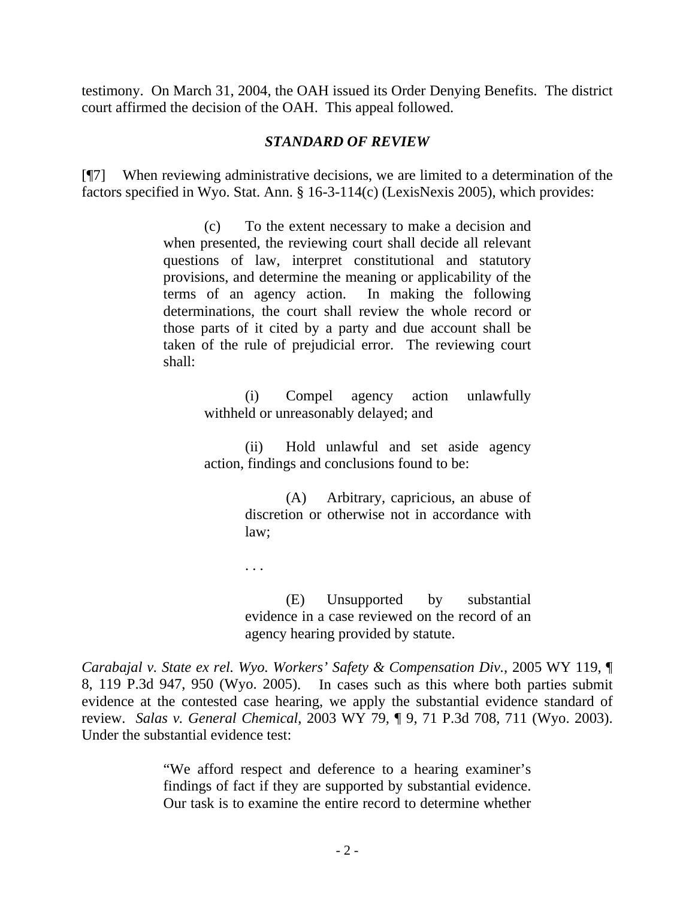testimony. On March 31, 2004, the OAH issued its Order Denying Benefits. The district court affirmed the decision of the OAH. This appeal followed.

### *STANDARD OF REVIEW*

[¶7] When reviewing administrative decisions, we are limited to a determination of the factors specified in Wyo. Stat. Ann. § 16-3-114(c) (LexisNexis 2005), which provides:

> (c) To the extent necessary to make a decision and when presented, the reviewing court shall decide all relevant questions of law, interpret constitutional and statutory provisions, and determine the meaning or applicability of the terms of an agency action. In making the following determinations, the court shall review the whole record or those parts of it cited by a party and due account shall be taken of the rule of prejudicial error. The reviewing court shall:
>
> > (i) Compel agency action unlawfully withheld or unreasonably delayed; and
> >
> > (ii) Hold unlawful and set aside agency action, findings and conclusions found to be:
> >
> > > (A) Arbitrary, capricious, an abuse of discretion or otherwise not in accordance with law;
> > >
> > > . . .
> > >
> > > (E) Unsupported by substantial evidence in a case reviewed on the record of an agency hearing provided by statute.

*Carabajal v. State ex rel. Wyo. Workers' Safety & Compensation Div.*, 2005 WY 119, ¶ 8, 119 P.3d 947, 950 (Wyo. 2005). In cases such as this where both parties submit evidence at the contested case hearing, we apply the substantial evidence standard of review. *Salas v. General Chemical*, 2003 WY 79, ¶ 9, 71 P.3d 708, 711 (Wyo. 2003). Under the substantial evidence test:

> "We afford respect and deference to a hearing examiner's findings of fact if they are supported by substantial evidence. Our task is to examine the entire record to determine whether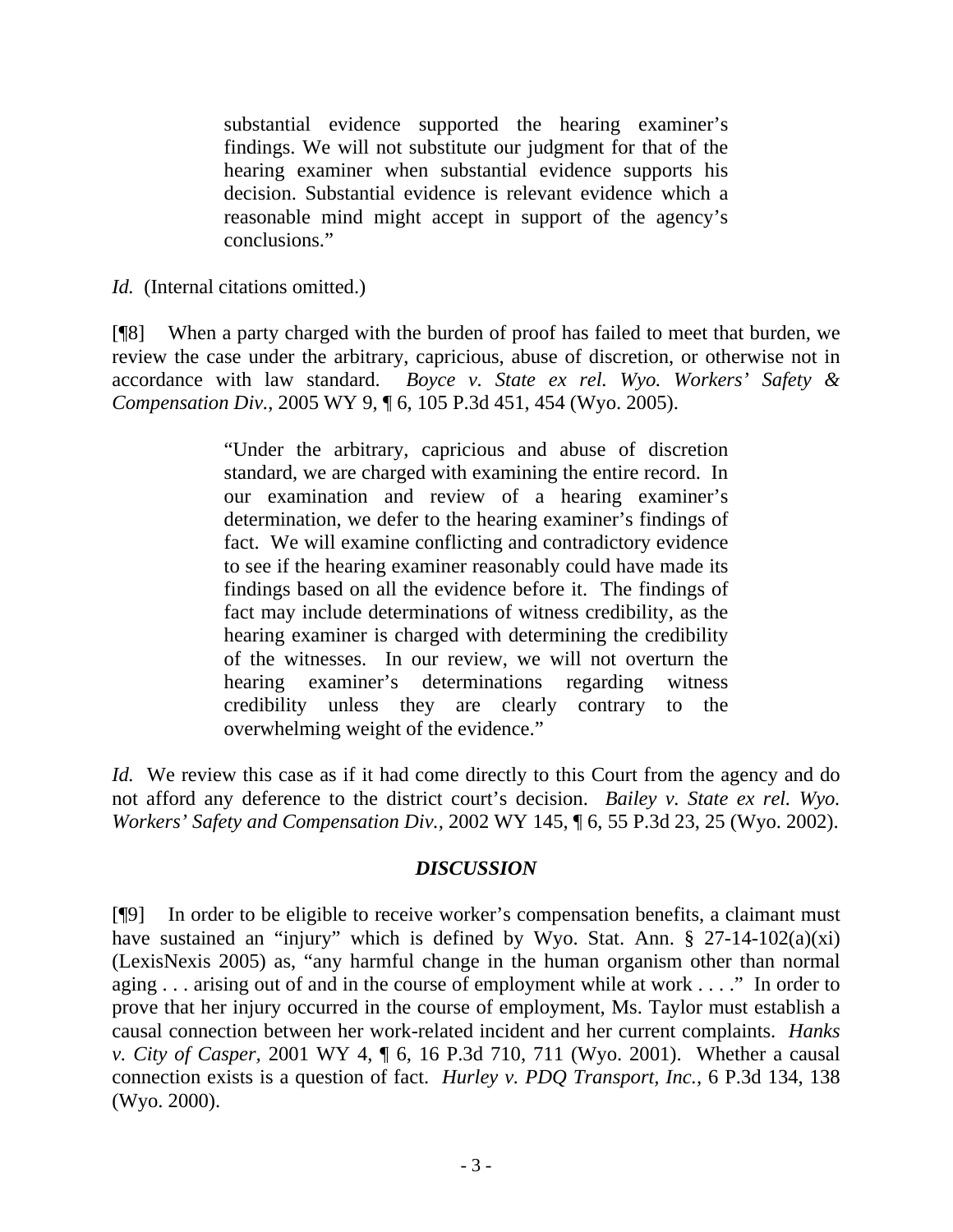> substantial evidence supported the hearing examiner's findings. We will not substitute our judgment for that of the hearing examiner when substantial evidence supports his decision. Substantial evidence is relevant evidence which a reasonable mind might accept in support of the agency's conclusions."

*Id.* (Internal citations omitted.)

[¶8] When a party charged with the burden of proof has failed to meet that burden, we review the case under the arbitrary, capricious, abuse of discretion, or otherwise not in accordance with law standard. *Boyce v. State ex rel. Wyo. Workers' Safety & Compensation Div.*, 2005 WY 9, ¶ 6, 105 P.3d 451, 454 (Wyo. 2005).

> "Under the arbitrary, capricious and abuse of discretion standard, we are charged with examining the entire record. In our examination and review of a hearing examiner's determination, we defer to the hearing examiner's findings of fact. We will examine conflicting and contradictory evidence to see if the hearing examiner reasonably could have made its findings based on all the evidence before it. The findings of fact may include determinations of witness credibility, as the hearing examiner is charged with determining the credibility of the witnesses. In our review, we will not overturn the hearing examiner's determinations regarding witness credibility unless they are clearly contrary to the overwhelming weight of the evidence."

*Id.* We review this case as if it had come directly to this Court from the agency and do not afford any deference to the district court's decision. *Bailey v. State ex rel. Wyo. Workers' Safety and Compensation Div.*, 2002 WY 145, ¶ 6, 55 P.3d 23, 25 (Wyo. 2002).

## *DISCUSSION*

[¶9] In order to be eligible to receive worker's compensation benefits, a claimant must have sustained an "injury" which is defined by Wyo. Stat. Ann. § 27-14-102(a)(xi) (LexisNexis 2005) as, "any harmful change in the human organism other than normal aging . . . arising out of and in the course of employment while at work . . . ." In order to prove that her injury occurred in the course of employment, Ms. Taylor must establish a causal connection between her work-related incident and her current complaints. *Hanks v. City of Casper*, 2001 WY 4, ¶ 6, 16 P.3d 710, 711 (Wyo. 2001). Whether a causal connection exists is a question of fact. *Hurley v. PDQ Transport, Inc.*, 6 P.3d 134, 138 (Wyo. 2000).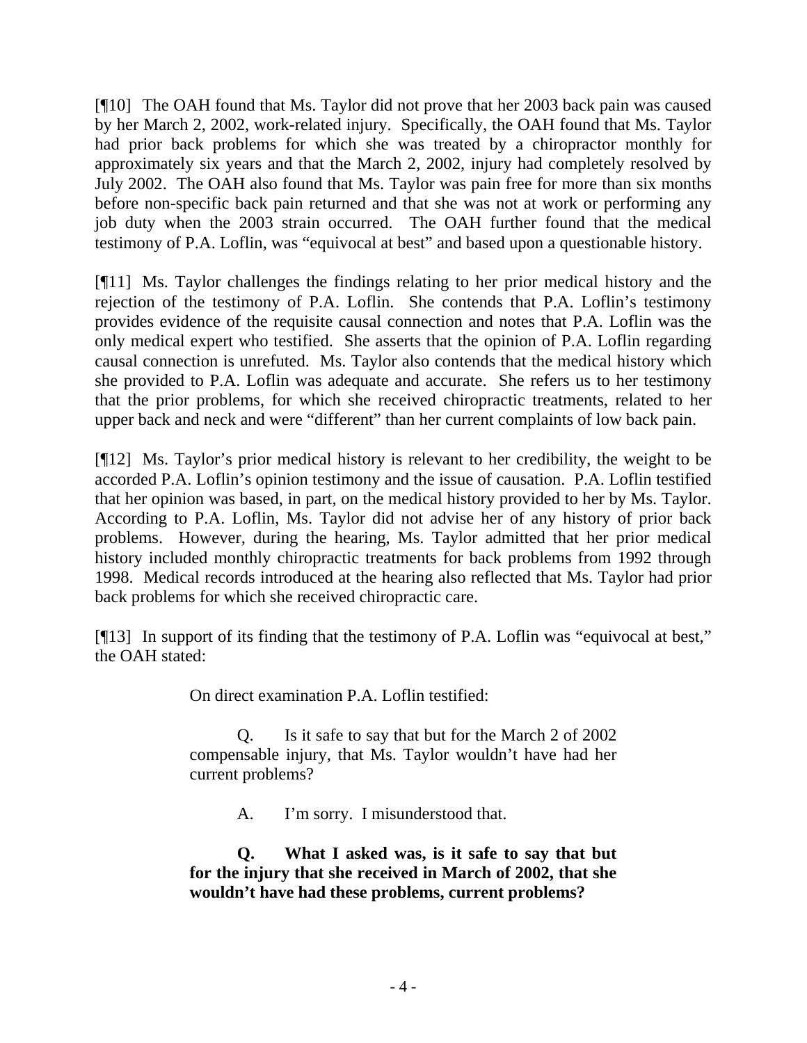[¶10] The OAH found that Ms. Taylor did not prove that her 2003 back pain was caused by her March 2, 2002, work-related injury. Specifically, the OAH found that Ms. Taylor had prior back problems for which she was treated by a chiropractor monthly for approximately six years and that the March 2, 2002, injury had completely resolved by July 2002. The OAH also found that Ms. Taylor was pain free for more than six months before non-specific back pain returned and that she was not at work or performing any job duty when the 2003 strain occurred. The OAH further found that the medical testimony of P.A. Loflin, was "equivocal at best" and based upon a questionable history.

[¶11] Ms. Taylor challenges the findings relating to her prior medical history and the rejection of the testimony of P.A. Loflin. She contends that P.A. Loflin's testimony provides evidence of the requisite causal connection and notes that P.A. Loflin was the only medical expert who testified. She asserts that the opinion of P.A. Loflin regarding causal connection is unrefuted. Ms. Taylor also contends that the medical history which she provided to P.A. Loflin was adequate and accurate. She refers us to her testimony that the prior problems, for which she received chiropractic treatments, related to her upper back and neck and were "different" than her current complaints of low back pain.

[¶12] Ms. Taylor's prior medical history is relevant to her credibility, the weight to be accorded P.A. Loflin's opinion testimony and the issue of causation. P.A. Loflin testified that her opinion was based, in part, on the medical history provided to her by Ms. Taylor. According to P.A. Loflin, Ms. Taylor did not advise her of any history of prior back problems. However, during the hearing, Ms. Taylor admitted that her prior medical history included monthly chiropractic treatments for back problems from 1992 through 1998. Medical records introduced at the hearing also reflected that Ms. Taylor had prior back problems for which she received chiropractic care.

[¶13] In support of its finding that the testimony of P.A. Loflin was "equivocal at best," the OAH stated:

> On direct examination P.A. Loflin testified:
>
> Q. Is it safe to say that but for the March 2 of 2002 compensable injury, that Ms. Taylor wouldn't have had her current problems?
>
> A. I'm sorry. I misunderstood that.
>
> **Q. What I asked was, is it safe to say that but for the injury that she received in March of 2002, that she wouldn't have had these problems, current problems?**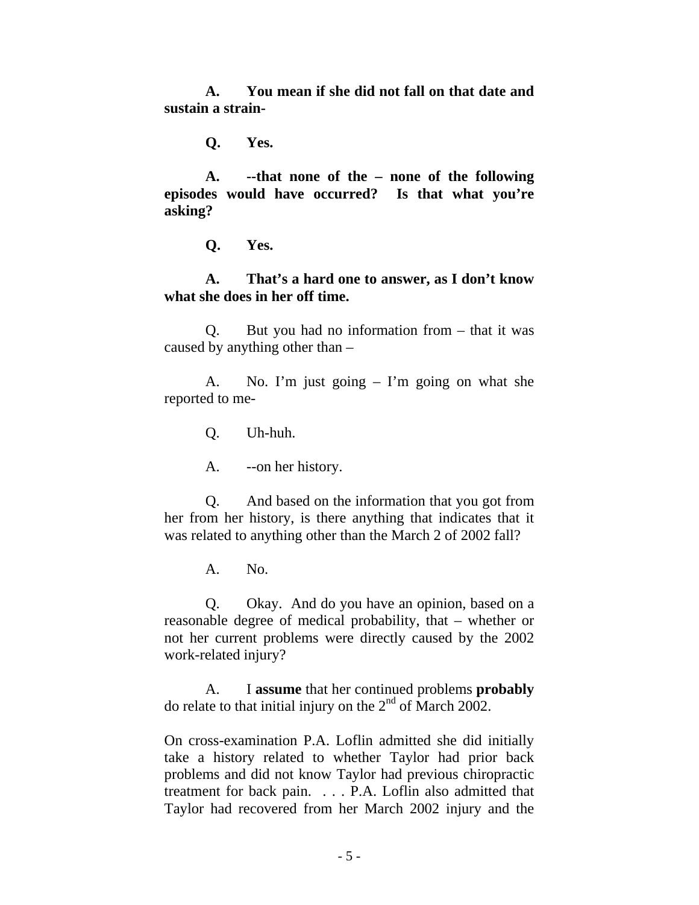**A. You mean if she did not fall on that date and sustain a strain-**

**Q. Yes.**

**A. --that none of the – none of the following episodes would have occurred? Is that what you're asking?**

**Q. Yes.**

**A. That's a hard one to answer, as I don't know what she does in her off time.**

Q. But you had no information from – that it was caused by anything other than –

A. No. I'm just going – I'm going on what she reported to me-

Q. Uh-huh.

A. --on her history.

Q. And based on the information that you got from her from her history, is there anything that indicates that it was related to anything other than the March 2 of 2002 fall?

A. No.

Q. Okay. And do you have an opinion, based on a reasonable degree of medical probability, that – whether or not her current problems were directly caused by the 2002 work-related injury?

A. I **assume** that her continued problems **probably** do relate to that initial injury on the 2nd of March 2002.

On cross-examination P.A. Loflin admitted she did initially take a history related to whether Taylor had prior back problems and did not know Taylor had previous chiropractic treatment for back pain. . . . P.A. Loflin also admitted that Taylor had recovered from her March 2002 injury and the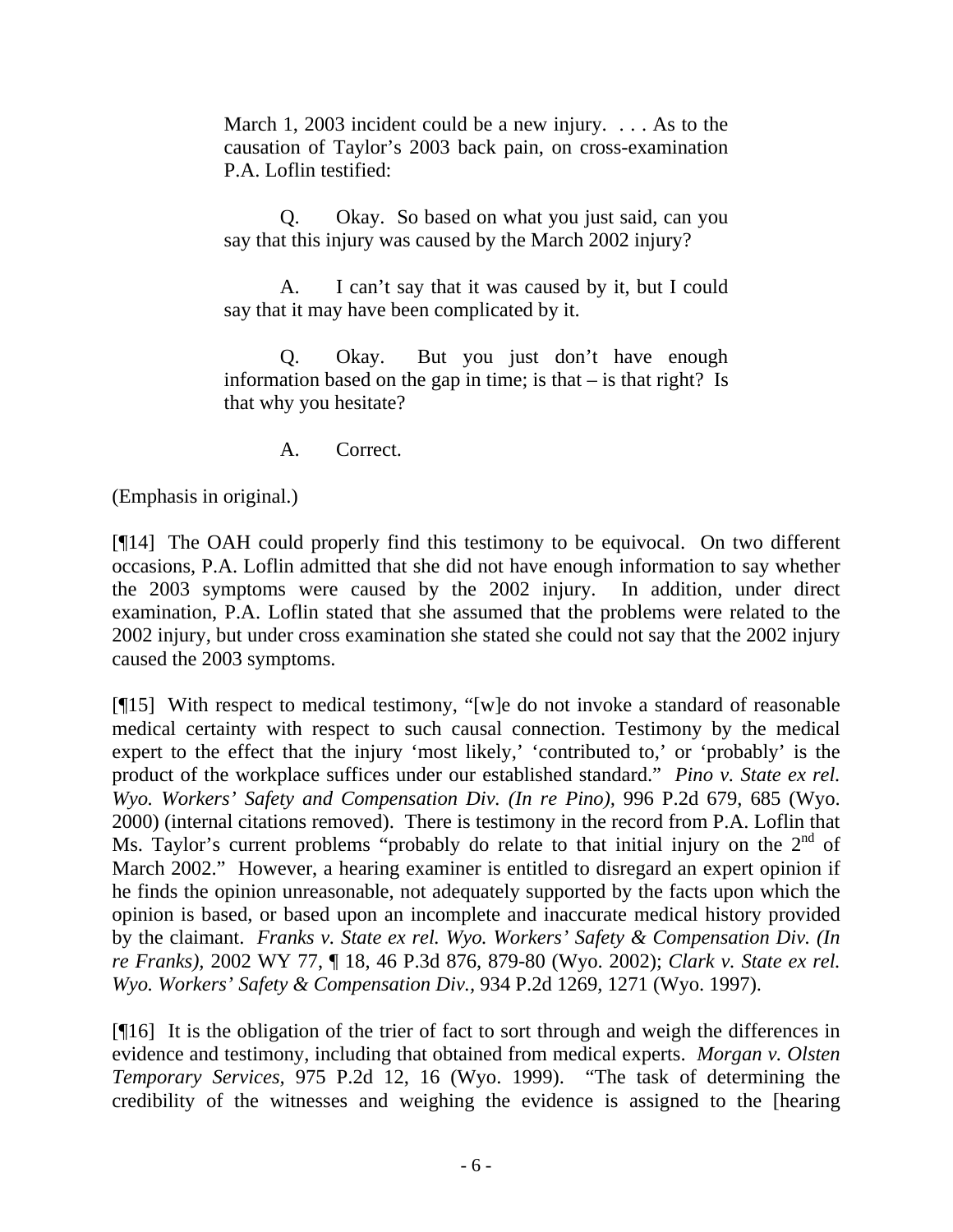> March 1, 2003 incident could be a new injury. . . . As to the causation of Taylor's 2003 back pain, on cross-examination P.A. Loflin testified:
>
> Q. Okay. So based on what you just said, can you say that this injury was caused by the March 2002 injury?
>
> A. I can't say that it was caused by it, but I could say that it may have been complicated by it.
>
> Q. Okay. But you just don't have enough information based on the gap in time; is that – is that right? Is that why you hesitate?
>
> A. Correct.

(Emphasis in original.)

[¶14] The OAH could properly find this testimony to be equivocal. On two different occasions, P.A. Loflin admitted that she did not have enough information to say whether the 2003 symptoms were caused by the 2002 injury. In addition, under direct examination, P.A. Loflin stated that she assumed that the problems were related to the 2002 injury, but under cross examination she stated she could not say that the 2002 injury caused the 2003 symptoms.

[¶15] With respect to medical testimony, "[w]e do not invoke a standard of reasonable medical certainty with respect to such causal connection. Testimony by the medical expert to the effect that the injury 'most likely,' 'contributed to,' or 'probably' is the product of the workplace suffices under our established standard." *Pino v. State ex rel. Wyo. Workers' Safety and Compensation Div. (In re Pino)*, 996 P.2d 679, 685 (Wyo. 2000) (internal citations removed). There is testimony in the record from P.A. Loflin that Ms. Taylor's current problems "probably do relate to that initial injury on the 2nd of March 2002." However, a hearing examiner is entitled to disregard an expert opinion if he finds the opinion unreasonable, not adequately supported by the facts upon which the opinion is based, or based upon an incomplete and inaccurate medical history provided by the claimant. *Franks v. State ex rel. Wyo. Workers' Safety & Compensation Div. (In re Franks)*, 2002 WY 77, ¶ 18, 46 P.3d 876, 879-80 (Wyo. 2002); *Clark v. State ex rel. Wyo. Workers' Safety & Compensation Div.*, 934 P.2d 1269, 1271 (Wyo. 1997).

[¶16] It is the obligation of the trier of fact to sort through and weigh the differences in evidence and testimony, including that obtained from medical experts. *Morgan v. Olsten Temporary Services*, 975 P.2d 12, 16 (Wyo. 1999). "The task of determining the credibility of the witnesses and weighing the evidence is assigned to the [hearing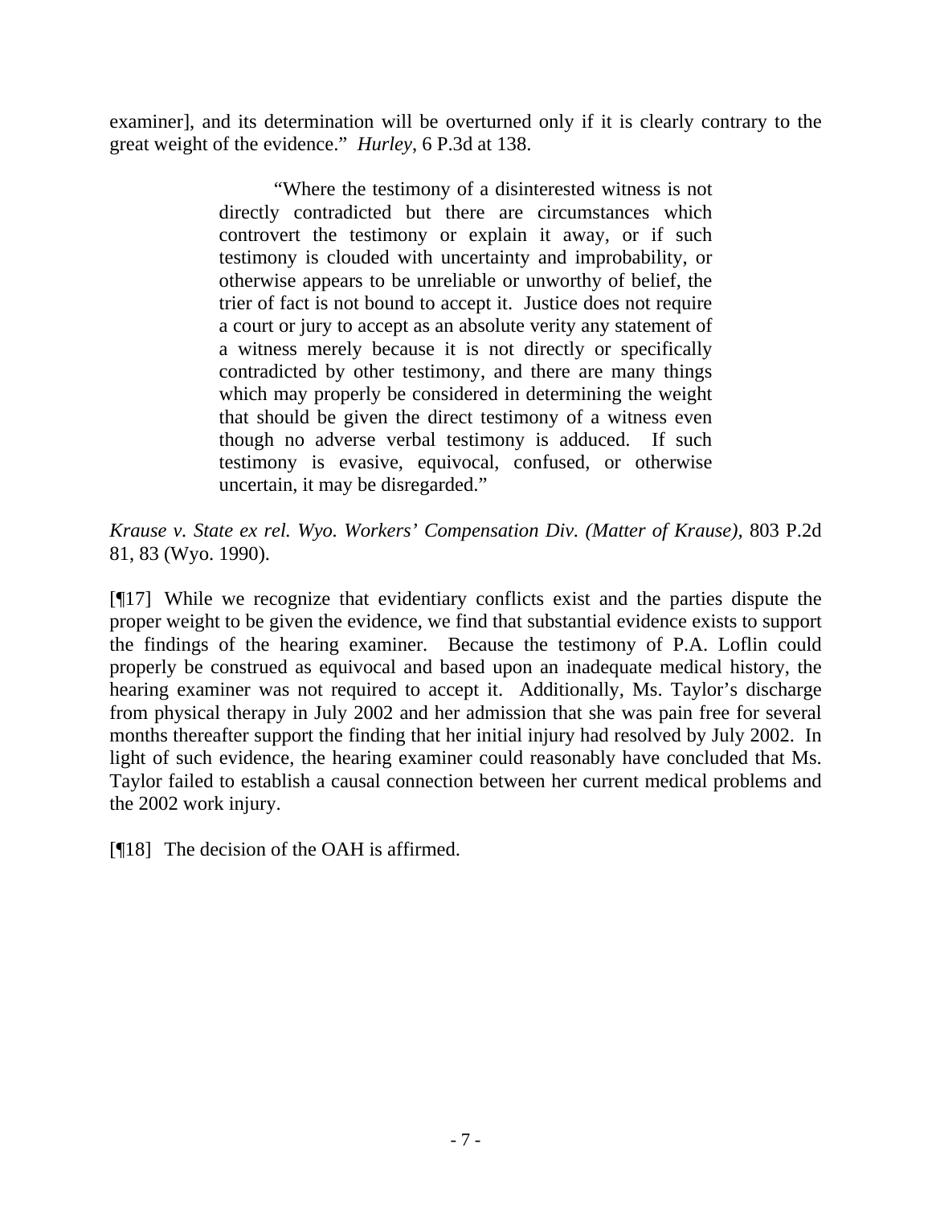examiner], and its determination will be overturned only if it is clearly contrary to the great weight of the evidence." *Hurley*, 6 P.3d at 138.

> "Where the testimony of a disinterested witness is not directly contradicted but there are circumstances which controvert the testimony or explain it away, or if such testimony is clouded with uncertainty and improbability, or otherwise appears to be unreliable or unworthy of belief, the trier of fact is not bound to accept it. Justice does not require a court or jury to accept as an absolute verity any statement of a witness merely because it is not directly or specifically contradicted by other testimony, and there are many things which may properly be considered in determining the weight that should be given the direct testimony of a witness even though no adverse verbal testimony is adduced. If such testimony is evasive, equivocal, confused, or otherwise uncertain, it may be disregarded."

*Krause v. State ex rel. Wyo. Workers' Compensation Div. (Matter of Krause)*, 803 P.2d 81, 83 (Wyo. 1990).

[¶17] While we recognize that evidentiary conflicts exist and the parties dispute the proper weight to be given the evidence, we find that substantial evidence exists to support the findings of the hearing examiner. Because the testimony of P.A. Loflin could properly be construed as equivocal and based upon an inadequate medical history, the hearing examiner was not required to accept it. Additionally, Ms. Taylor's discharge from physical therapy in July 2002 and her admission that she was pain free for several months thereafter support the finding that her initial injury had resolved by July 2002. In light of such evidence, the hearing examiner could reasonably have concluded that Ms. Taylor failed to establish a causal connection between her current medical problems and the 2002 work injury.

[¶18] The decision of the OAH is affirmed.